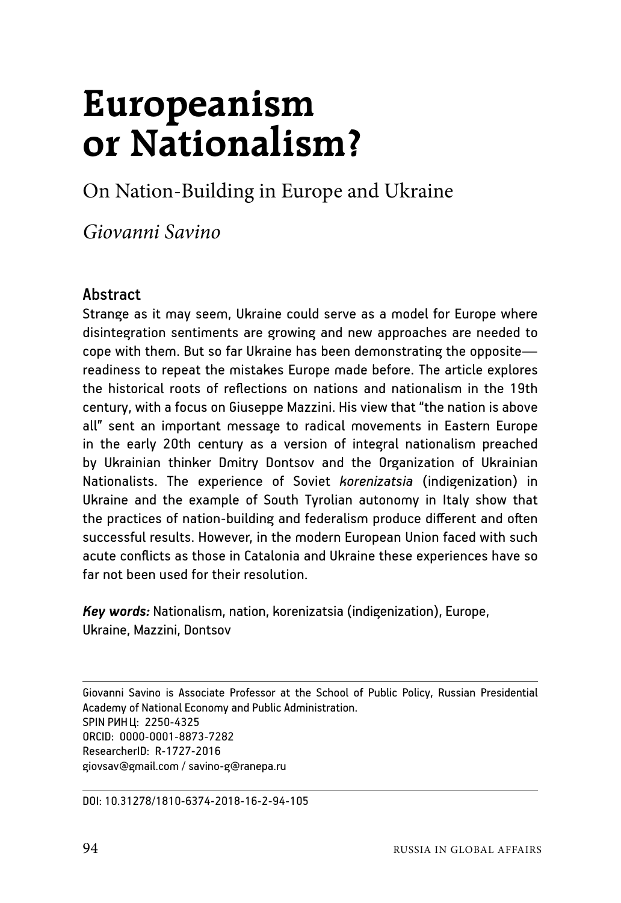# Europeanism or Nationalism?

## On Nation-Building in Europe and Ukraine

*Giovanni Savino*

### Abstract

Strange as it may seem, Ukraine could serve as a model for Europe where disintegration sentiments are growing and new approaches are needed to cope with them. But so far Ukraine has been demonstrating the opposite—readiness to repeat the mistakes Europe made before. The article explores the historical roots of reflections on nations and nationalism in the 19th century, with a focus on Giuseppe Mazzini. His view that "the nation is above all" sent an important message to radical movements in Eastern Europe in the early 20th century as a version of integral nationalism preached by Ukrainian thinker Dmitry Dontsov and the Organization of Ukrainian Nationalists. The experience of Soviet *korenizatsia* (indigenization) in Ukraine and the example of South Tyrolian autonomy in Italy show that the practices of nation-building and federalism produce different and often successful results. However, in the modern European Union faced with such acute conflicts as those in Catalonia and Ukraine these experiences have so far not been used for their resolution.

***Key words:*** Nationalism, nation, korenizatsia (indigenization), Europe, Ukraine, Mazzini, Dontsov

---

Giovanni Savino is Associate Professor at the School of Public Policy, Russian Presidential Academy of National Economy and Public Administration.
SPIN РИНЦ: 2250-4325
ORCID: 0000-0001-8873-7282
ResearcherID: R-1727-2016
giovsav@gmail.com / savino-g@ranepa.ru

---

DOI: 10.31278/1810-6374-2018-16-2-94-105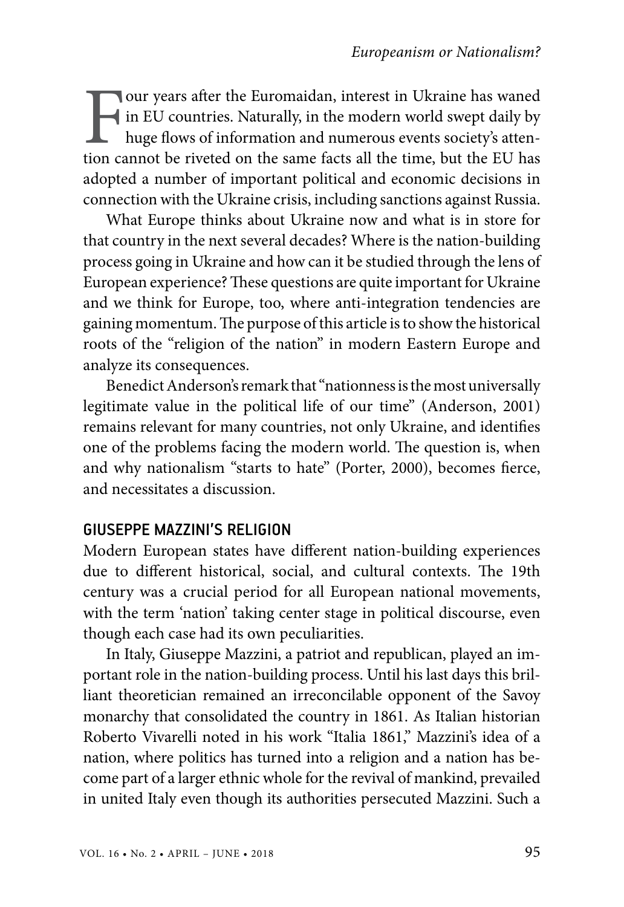Four years after the Euromaidan, interest in Ukraine has waned in EU countries. Naturally, in the modern world swept daily by huge flows of information and numerous events society's attention cannot be riveted on the same facts all the time, but the EU has adopted a number of important political and economic decisions in connection with the Ukraine crisis, including sanctions against Russia.

What Europe thinks about Ukraine now and what is in store for that country in the next several decades? Where is the nation-building process going in Ukraine and how can it be studied through the lens of European experience? These questions are quite important for Ukraine and we think for Europe, too, where anti-integration tendencies are gaining momentum. The purpose of this article is to show the historical roots of the "religion of the nation" in modern Eastern Europe and analyze its consequences.

Benedict Anderson's remark that "nationness is the most universally legitimate value in the political life of our time" (Anderson, 2001) remains relevant for many countries, not only Ukraine, and identifies one of the problems facing the modern world. The question is, when and why nationalism "starts to hate" (Porter, 2000), becomes fierce, and necessitates a discussion.

## GIUSEPPE MAZZINI'S RELIGION

Modern European states have different nation-building experiences due to different historical, social, and cultural contexts. The 19th century was a crucial period for all European national movements, with the term 'nation' taking center stage in political discourse, even though each case had its own peculiarities.

In Italy, Giuseppe Mazzini, a patriot and republican, played an important role in the nation-building process. Until his last days this brilliant theoretician remained an irreconcilable opponent of the Savoy monarchy that consolidated the country in 1861. As Italian historian Roberto Vivarelli noted in his work "Italia 1861," Mazzini's idea of a nation, where politics has turned into a religion and a nation has become part of a larger ethnic whole for the revival of mankind, prevailed in united Italy even though its authorities persecuted Mazzini. Such a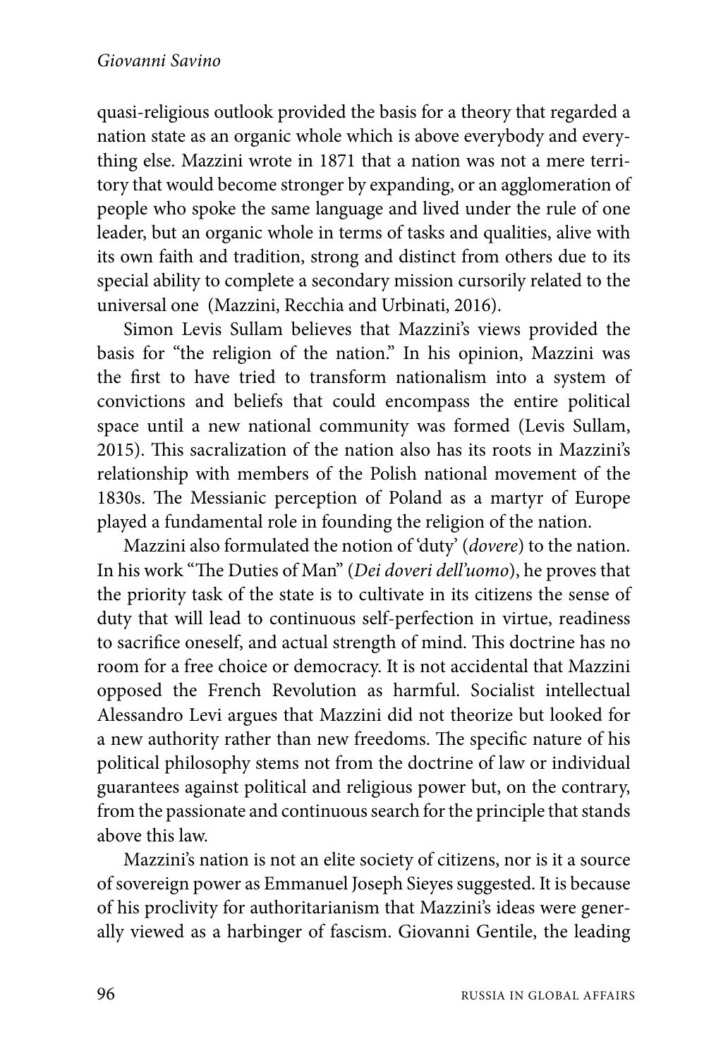quasi-religious outlook provided the basis for a theory that regarded a nation state as an organic whole which is above everybody and everything else. Mazzini wrote in 1871 that a nation was not a mere territory that would become stronger by expanding, or an agglomeration of people who spoke the same language and lived under the rule of one leader, but an organic whole in terms of tasks and qualities, alive with its own faith and tradition, strong and distinct from others due to its special ability to complete a secondary mission cursorily related to the universal one (Mazzini, Recchia and Urbinati, 2016).

Simon Levis Sullam believes that Mazzini's views provided the basis for "the religion of the nation." In his opinion, Mazzini was the first to have tried to transform nationalism into a system of convictions and beliefs that could encompass the entire political space until a new national community was formed (Levis Sullam, 2015). This sacralization of the nation also has its roots in Mazzini's relationship with members of the Polish national movement of the 1830s. The Messianic perception of Poland as a martyr of Europe played a fundamental role in founding the religion of the nation.

Mazzini also formulated the notion of 'duty' (*dovere*) to the nation. In his work "The Duties of Man" (*Dei doveri dell'uomo*), he proves that the priority task of the state is to cultivate in its citizens the sense of duty that will lead to continuous self-perfection in virtue, readiness to sacrifice oneself, and actual strength of mind. This doctrine has no room for a free choice or democracy. It is not accidental that Mazzini opposed the French Revolution as harmful. Socialist intellectual Alessandro Levi argues that Mazzini did not theorize but looked for a new authority rather than new freedoms. The specific nature of his political philosophy stems not from the doctrine of law or individual guarantees against political and religious power but, on the contrary, from the passionate and continuous search for the principle that stands above this law.

Mazzini's nation is not an elite society of citizens, nor is it a source of sovereign power as Emmanuel Joseph Sieyes suggested. It is because of his proclivity for authoritarianism that Mazzini's ideas were generally viewed as a harbinger of fascism. Giovanni Gentile, the leading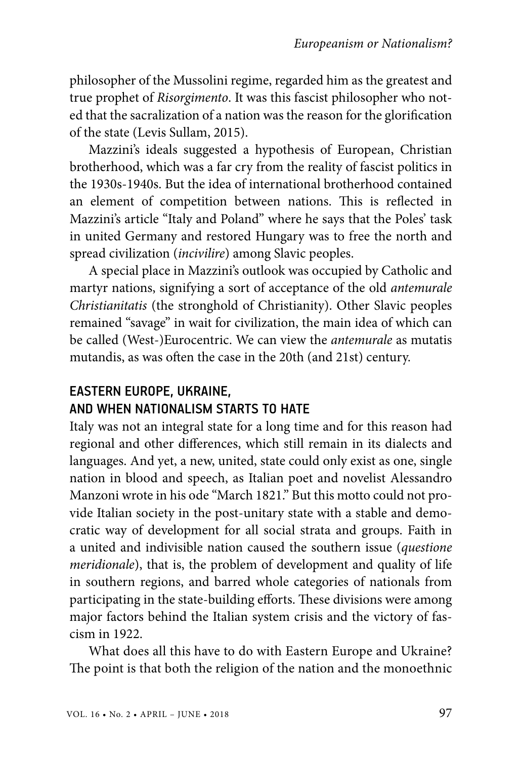philosopher of the Mussolini regime, regarded him as the greatest and true prophet of *Risorgimento*. It was this fascist philosopher who noted that the sacralization of a nation was the reason for the glorification of the state (Levis Sullam, 2015).

Mazzini's ideals suggested a hypothesis of European, Christian brotherhood, which was a far cry from the reality of fascist politics in the 1930s-1940s. But the idea of international brotherhood contained an element of competition between nations. This is reflected in Mazzini's article "Italy and Poland" where he says that the Poles' task in united Germany and restored Hungary was to free the north and spread civilization (*incivilire*) among Slavic peoples.

A special place in Mazzini's outlook was occupied by Catholic and martyr nations, signifying a sort of acceptance of the old *antemurale Christianitatis* (the stronghold of Christianity). Other Slavic peoples remained "savage" in wait for civilization, the main idea of which can be called (West-)Eurocentric. We can view the *antemurale* as mutatis mutandis, as was often the case in the 20th (and 21st) century.

## EASTERN EUROPE, UKRAINE, AND WHEN NATIONALISM STARTS TO HATE

Italy was not an integral state for a long time and for this reason had regional and other differences, which still remain in its dialects and languages. And yet, a new, united, state could only exist as one, single nation in blood and speech, as Italian poet and novelist Alessandro Manzoni wrote in his ode "March 1821." But this motto could not provide Italian society in the post-unitary state with a stable and democratic way of development for all social strata and groups. Faith in a united and indivisible nation caused the southern issue (*questione meridionale*), that is, the problem of development and quality of life in southern regions, and barred whole categories of nationals from participating in the state-building efforts. These divisions were among major factors behind the Italian system crisis and the victory of fascism in 1922.

What does all this have to do with Eastern Europe and Ukraine? The point is that both the religion of the nation and the monoethnic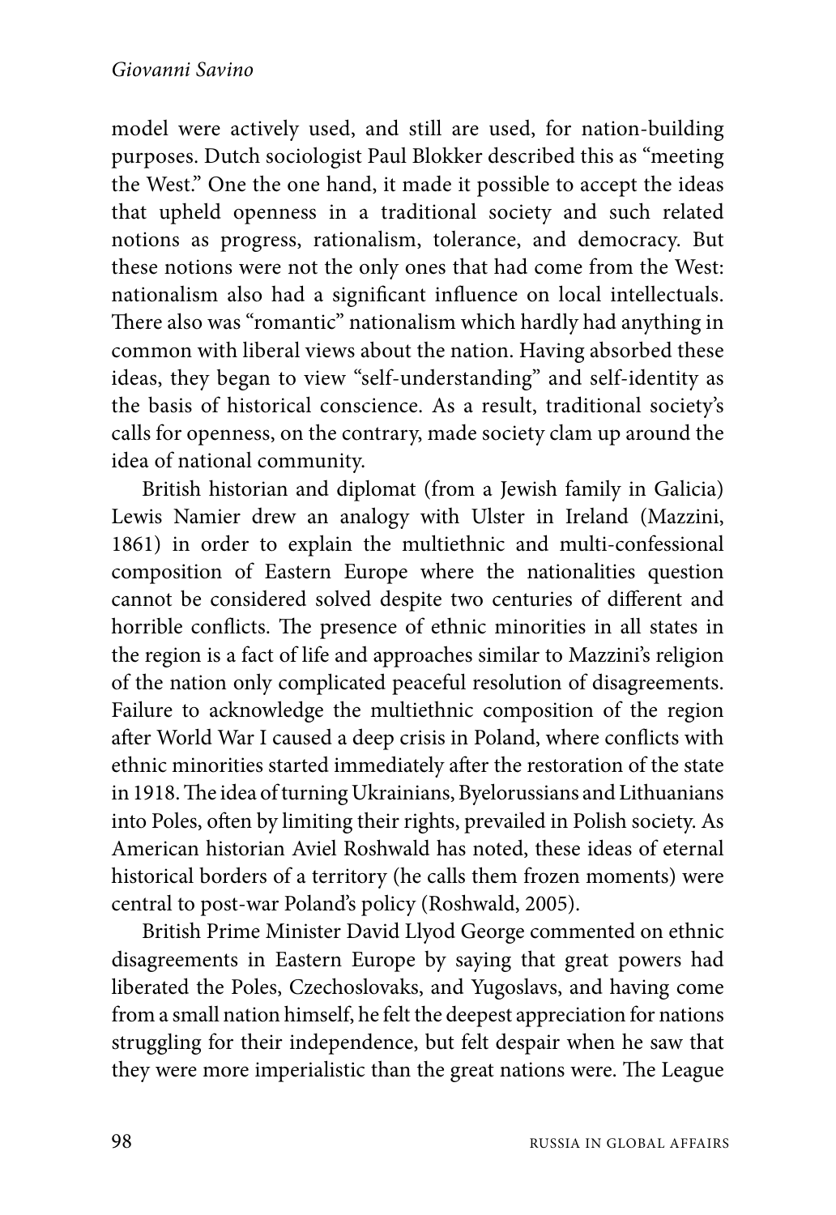model were actively used, and still are used, for nation-building purposes. Dutch sociologist Paul Blokker described this as "meeting the West." One the one hand, it made it possible to accept the ideas that upheld openness in a traditional society and such related notions as progress, rationalism, tolerance, and democracy. But these notions were not the only ones that had come from the West: nationalism also had a significant influence on local intellectuals. There also was "romantic" nationalism which hardly had anything in common with liberal views about the nation. Having absorbed these ideas, they began to view "self-understanding" and self-identity as the basis of historical conscience. As a result, traditional society's calls for openness, on the contrary, made society clam up around the idea of national community.

British historian and diplomat (from a Jewish family in Galicia) Lewis Namier drew an analogy with Ulster in Ireland (Mazzini, 1861) in order to explain the multiethnic and multi-confessional composition of Eastern Europe where the nationalities question cannot be considered solved despite two centuries of different and horrible conflicts. The presence of ethnic minorities in all states in the region is a fact of life and approaches similar to Mazzini's religion of the nation only complicated peaceful resolution of disagreements. Failure to acknowledge the multiethnic composition of the region after World War I caused a deep crisis in Poland, where conflicts with ethnic minorities started immediately after the restoration of the state in 1918. The idea of turning Ukrainians, Byelorussians and Lithuanians into Poles, often by limiting their rights, prevailed in Polish society. As American historian Aviel Roshwald has noted, these ideas of eternal historical borders of a territory (he calls them frozen moments) were central to post-war Poland's policy (Roshwald, 2005).

British Prime Minister David Llyod George commented on ethnic disagreements in Eastern Europe by saying that great powers had liberated the Poles, Czechoslovaks, and Yugoslavs, and having come from a small nation himself, he felt the deepest appreciation for nations struggling for their independence, but felt despair when he saw that they were more imperialistic than the great nations were. The League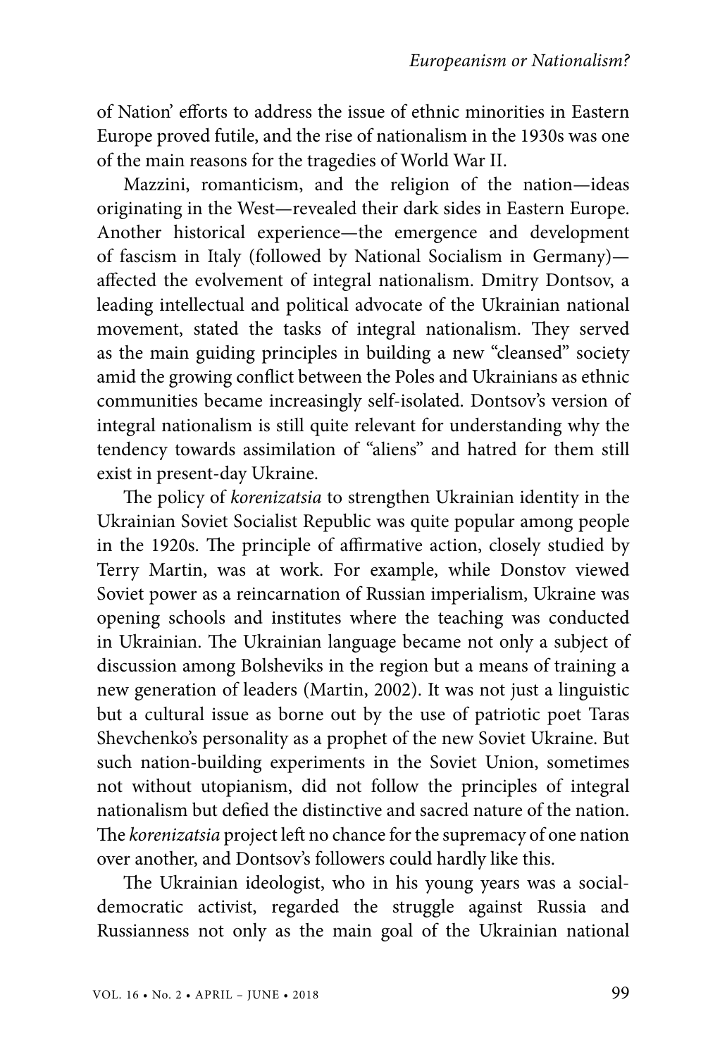of Nation' efforts to address the issue of ethnic minorities in Eastern Europe proved futile, and the rise of nationalism in the 1930s was one of the main reasons for the tragedies of World War II.

Mazzini, romanticism, and the religion of the nation—ideas originating in the West—revealed their dark sides in Eastern Europe. Another historical experience—the emergence and development of fascism in Italy (followed by National Socialism in Germany)—affected the evolvement of integral nationalism. Dmitry Dontsov, a leading intellectual and political advocate of the Ukrainian national movement, stated the tasks of integral nationalism. They served as the main guiding principles in building a new "cleansed" society amid the growing conflict between the Poles and Ukrainians as ethnic communities became increasingly self-isolated. Dontsov's version of integral nationalism is still quite relevant for understanding why the tendency towards assimilation of "aliens" and hatred for them still exist in present-day Ukraine.

The policy of *korenizatsia* to strengthen Ukrainian identity in the Ukrainian Soviet Socialist Republic was quite popular among people in the 1920s. The principle of affirmative action, closely studied by Terry Martin, was at work. For example, while Donstov viewed Soviet power as a reincarnation of Russian imperialism, Ukraine was opening schools and institutes where the teaching was conducted in Ukrainian. The Ukrainian language became not only a subject of discussion among Bolsheviks in the region but a means of training a new generation of leaders (Martin, 2002). It was not just a linguistic but a cultural issue as borne out by the use of patriotic poet Taras Shevchenko's personality as a prophet of the new Soviet Ukraine. But such nation-building experiments in the Soviet Union, sometimes not without utopianism, did not follow the principles of integral nationalism but defied the distinctive and sacred nature of the nation. The *korenizatsia* project left no chance for the supremacy of one nation over another, and Dontsov's followers could hardly like this.

The Ukrainian ideologist, who in his young years was a social-democratic activist, regarded the struggle against Russia and Russianness not only as the main goal of the Ukrainian national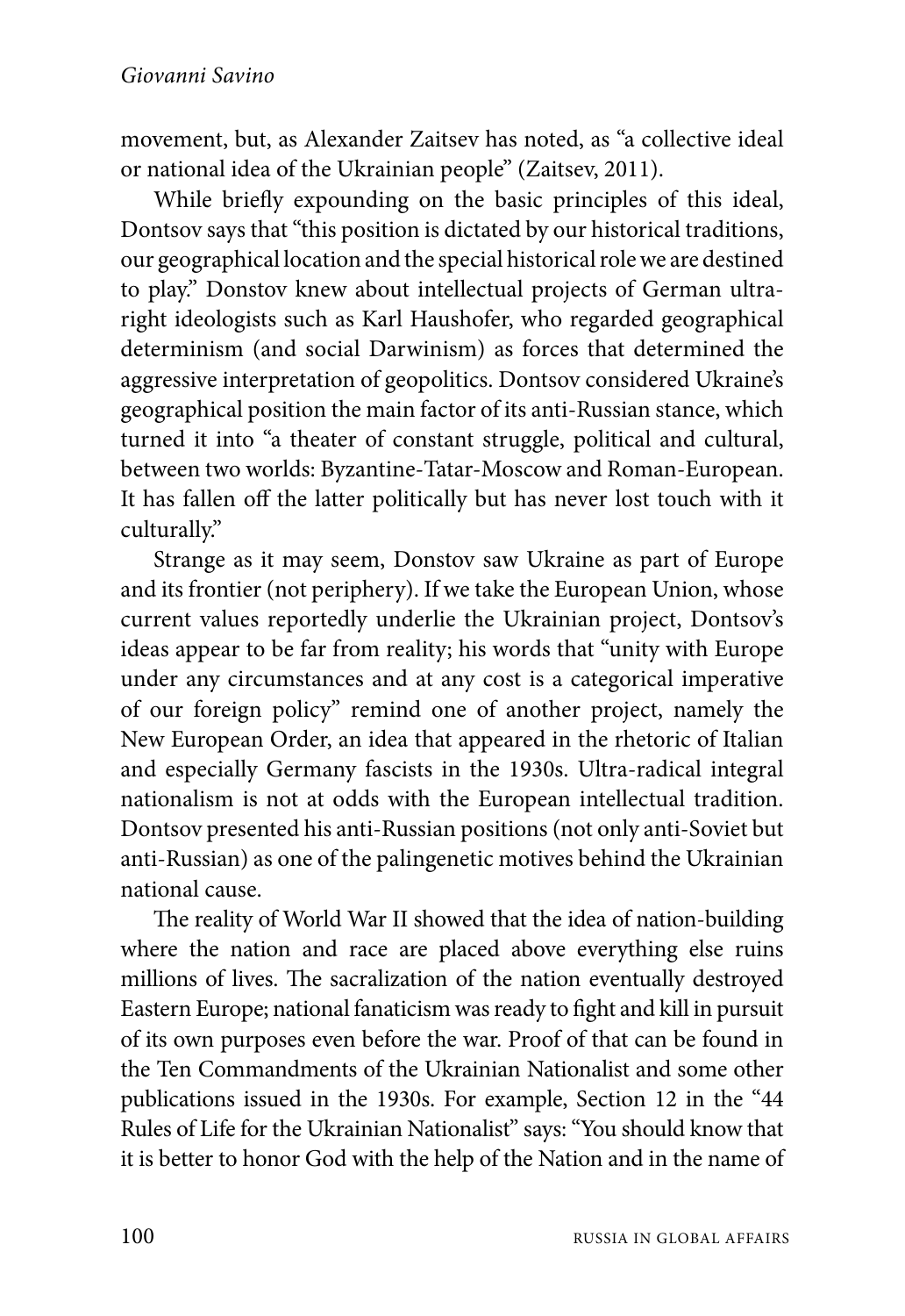movement, but, as Alexander Zaitsev has noted, as "a collective ideal or national idea of the Ukrainian people" (Zaitsev, 2011).

While briefly expounding on the basic principles of this ideal, Dontsov says that "this position is dictated by our historical traditions, our geographical location and the special historical role we are destined to play." Donstov knew about intellectual projects of German ultra-right ideologists such as Karl Haushofer, who regarded geographical determinism (and social Darwinism) as forces that determined the aggressive interpretation of geopolitics. Dontsov considered Ukraine's geographical position the main factor of its anti-Russian stance, which turned it into "a theater of constant struggle, political and cultural, between two worlds: Byzantine-Tatar-Moscow and Roman-European. It has fallen off the latter politically but has never lost touch with it culturally."

Strange as it may seem, Donstov saw Ukraine as part of Europe and its frontier (not periphery). If we take the European Union, whose current values reportedly underlie the Ukrainian project, Dontsov's ideas appear to be far from reality; his words that "unity with Europe under any circumstances and at any cost is a categorical imperative of our foreign policy" remind one of another project, namely the New European Order, an idea that appeared in the rhetoric of Italian and especially Germany fascists in the 1930s. Ultra-radical integral nationalism is not at odds with the European intellectual tradition. Dontsov presented his anti-Russian positions (not only anti-Soviet but anti-Russian) as one of the palingenetic motives behind the Ukrainian national cause.

The reality of World War II showed that the idea of nation-building where the nation and race are placed above everything else ruins millions of lives. The sacralization of the nation eventually destroyed Eastern Europe; national fanaticism was ready to fight and kill in pursuit of its own purposes even before the war. Proof of that can be found in the Ten Commandments of the Ukrainian Nationalist and some other publications issued in the 1930s. For example, Section 12 in the "44 Rules of Life for the Ukrainian Nationalist" says: "You should know that it is better to honor God with the help of the Nation and in the name of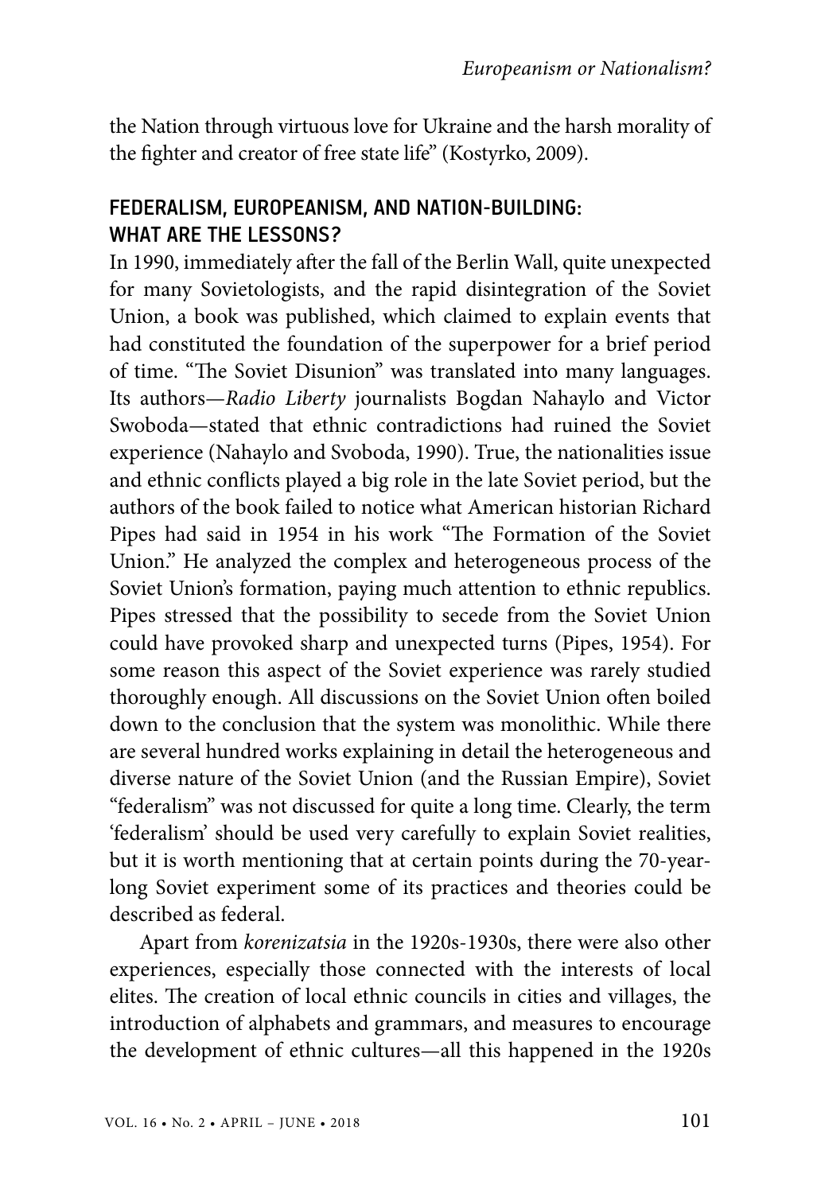the Nation through virtuous love for Ukraine and the harsh morality of the fighter and creator of free state life" (Kostyrko, 2009).

## FEDERALISM, EUROPEANISM, AND NATION-BUILDING: WHAT ARE THE LESSONS?

In 1990, immediately after the fall of the Berlin Wall, quite unexpected for many Sovietologists, and the rapid disintegration of the Soviet Union, a book was published, which claimed to explain events that had constituted the foundation of the superpower for a brief period of time. "The Soviet Disunion" was translated into many languages. Its authors—*Radio Liberty* journalists Bogdan Nahaylo and Victor Swoboda—stated that ethnic contradictions had ruined the Soviet experience (Nahaylo and Svoboda, 1990). True, the nationalities issue and ethnic conflicts played a big role in the late Soviet period, but the authors of the book failed to notice what American historian Richard Pipes had said in 1954 in his work "The Formation of the Soviet Union." He analyzed the complex and heterogeneous process of the Soviet Union's formation, paying much attention to ethnic republics. Pipes stressed that the possibility to secede from the Soviet Union could have provoked sharp and unexpected turns (Pipes, 1954). For some reason this aspect of the Soviet experience was rarely studied thoroughly enough. All discussions on the Soviet Union often boiled down to the conclusion that the system was monolithic. While there are several hundred works explaining in detail the heterogeneous and diverse nature of the Soviet Union (and the Russian Empire), Soviet "federalism" was not discussed for quite a long time. Clearly, the term 'federalism' should be used very carefully to explain Soviet realities, but it is worth mentioning that at certain points during the 70-year-long Soviet experiment some of its practices and theories could be described as federal.

Apart from *korenizatsia* in the 1920s-1930s, there were also other experiences, especially those connected with the interests of local elites. The creation of local ethnic councils in cities and villages, the introduction of alphabets and grammars, and measures to encourage the development of ethnic cultures—all this happened in the 1920s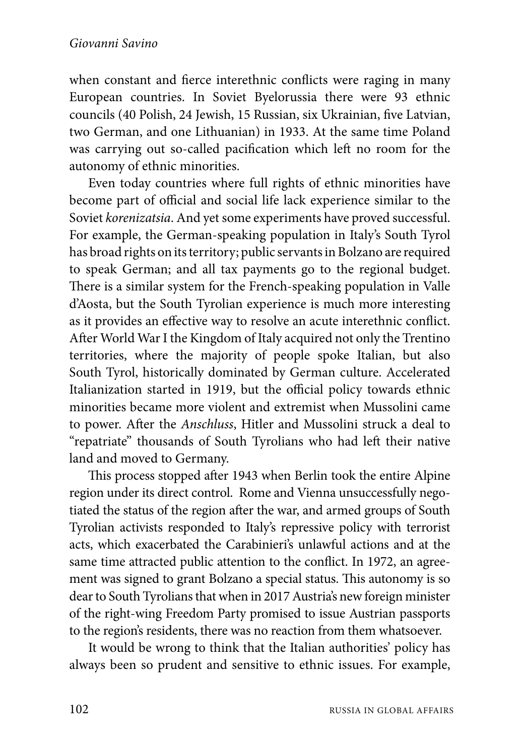when constant and fierce interethnic conflicts were raging in many European countries. In Soviet Byelorussia there were 93 ethnic councils (40 Polish, 24 Jewish, 15 Russian, six Ukrainian, five Latvian, two German, and one Lithuanian) in 1933. At the same time Poland was carrying out so-called pacification which left no room for the autonomy of ethnic minorities.

Even today countries where full rights of ethnic minorities have become part of official and social life lack experience similar to the Soviet *korenizatsia*. And yet some experiments have proved successful. For example, the German-speaking population in Italy's South Tyrol has broad rights on its territory; public servants in Bolzano are required to speak German; and all tax payments go to the regional budget. There is a similar system for the French-speaking population in Valle d'Aosta, but the South Tyrolian experience is much more interesting as it provides an effective way to resolve an acute interethnic conflict. After World War I the Kingdom of Italy acquired not only the Trentino territories, where the majority of people spoke Italian, but also South Tyrol, historically dominated by German culture. Accelerated Italianization started in 1919, but the official policy towards ethnic minorities became more violent and extremist when Mussolini came to power. After the *Anschluss*, Hitler and Mussolini struck a deal to "repatriate" thousands of South Tyrolians who had left their native land and moved to Germany.

This process stopped after 1943 when Berlin took the entire Alpine region under its direct control. Rome and Vienna unsuccessfully negotiated the status of the region after the war, and armed groups of South Tyrolian activists responded to Italy's repressive policy with terrorist acts, which exacerbated the Carabinieri's unlawful actions and at the same time attracted public attention to the conflict. In 1972, an agreement was signed to grant Bolzano a special status. This autonomy is so dear to South Tyrolians that when in 2017 Austria's new foreign minister of the right-wing Freedom Party promised to issue Austrian passports to the region's residents, there was no reaction from them whatsoever.

It would be wrong to think that the Italian authorities' policy has always been so prudent and sensitive to ethnic issues. For example,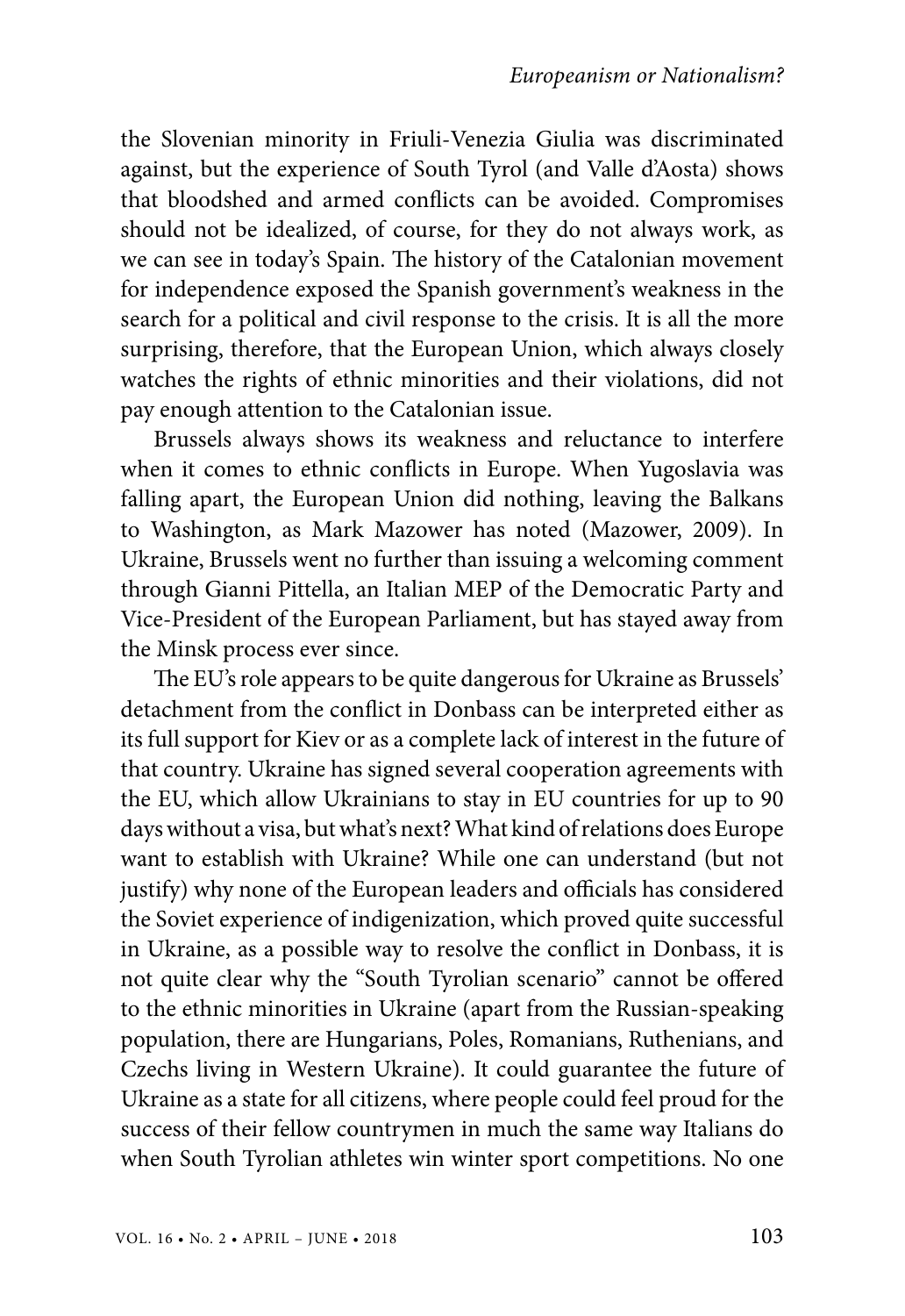the Slovenian minority in Friuli-Venezia Giulia was discriminated against, but the experience of South Tyrol (and Valle d'Aosta) shows that bloodshed and armed conflicts can be avoided. Compromises should not be idealized, of course, for they do not always work, as we can see in today's Spain. The history of the Catalonian movement for independence exposed the Spanish government's weakness in the search for a political and civil response to the crisis. It is all the more surprising, therefore, that the European Union, which always closely watches the rights of ethnic minorities and their violations, did not pay enough attention to the Catalonian issue.

Brussels always shows its weakness and reluctance to interfere when it comes to ethnic conflicts in Europe. When Yugoslavia was falling apart, the European Union did nothing, leaving the Balkans to Washington, as Mark Mazower has noted (Mazower, 2009). In Ukraine, Brussels went no further than issuing a welcoming comment through Gianni Pittella, an Italian MEP of the Democratic Party and Vice-President of the European Parliament, but has stayed away from the Minsk process ever since.

The EU's role appears to be quite dangerous for Ukraine as Brussels' detachment from the conflict in Donbass can be interpreted either as its full support for Kiev or as a complete lack of interest in the future of that country. Ukraine has signed several cooperation agreements with the EU, which allow Ukrainians to stay in EU countries for up to 90 days without a visa, but what's next? What kind of relations does Europe want to establish with Ukraine? While one can understand (but not justify) why none of the European leaders and officials has considered the Soviet experience of indigenization, which proved quite successful in Ukraine, as a possible way to resolve the conflict in Donbass, it is not quite clear why the "South Tyrolian scenario" cannot be offered to the ethnic minorities in Ukraine (apart from the Russian-speaking population, there are Hungarians, Poles, Romanians, Ruthenians, and Czechs living in Western Ukraine). It could guarantee the future of Ukraine as a state for all citizens, where people could feel proud for the success of their fellow countrymen in much the same way Italians do when South Tyrolian athletes win winter sport competitions. No one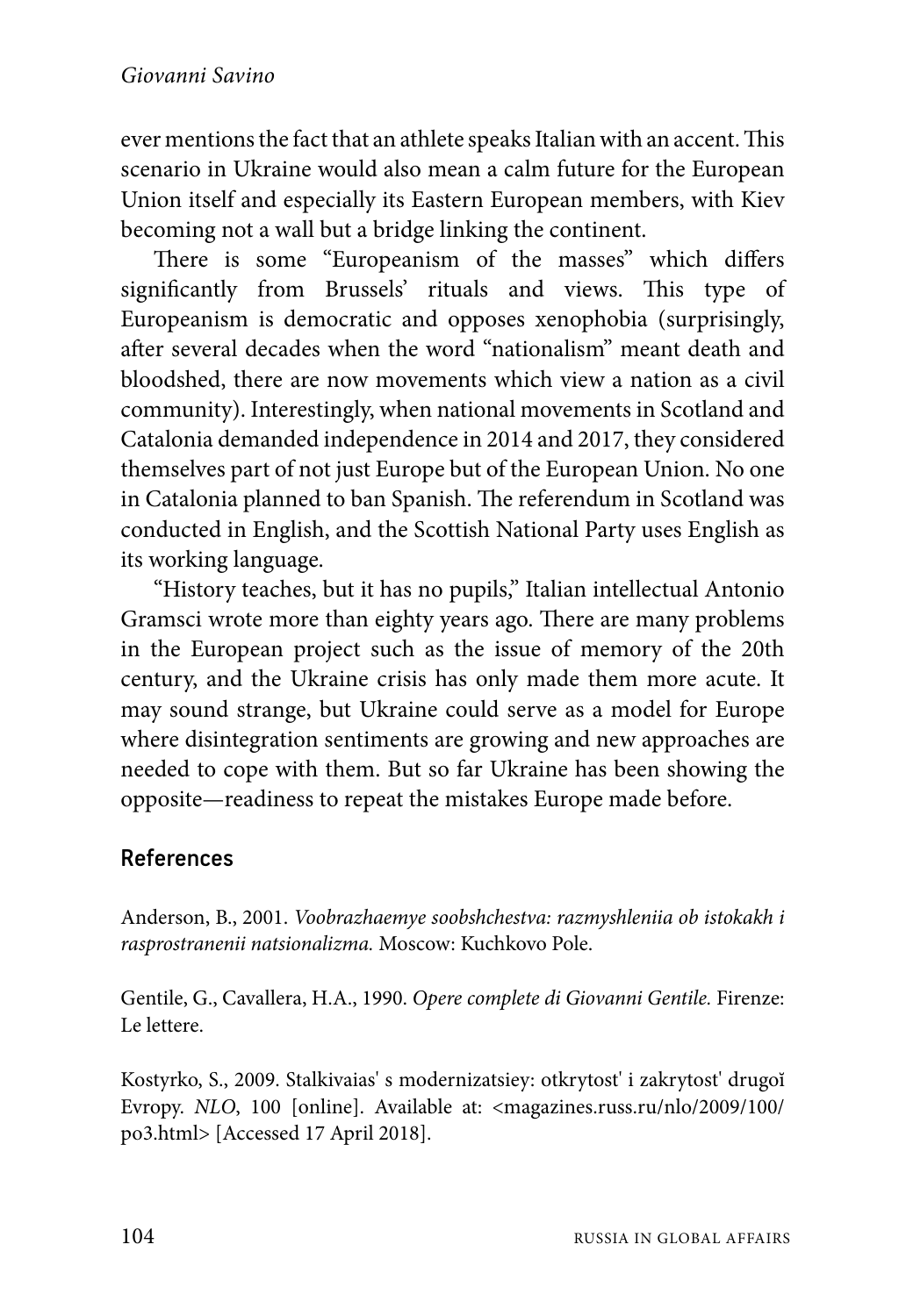ever mentions the fact that an athlete speaks Italian with an accent. This scenario in Ukraine would also mean a calm future for the European Union itself and especially its Eastern European members, with Kiev becoming not a wall but a bridge linking the continent.

There is some "Europeanism of the masses" which differs significantly from Brussels' rituals and views. This type of Europeanism is democratic and opposes xenophobia (surprisingly, after several decades when the word "nationalism" meant death and bloodshed, there are now movements which view a nation as a civil community). Interestingly, when national movements in Scotland and Catalonia demanded independence in 2014 and 2017, they considered themselves part of not just Europe but of the European Union. No one in Catalonia planned to ban Spanish. The referendum in Scotland was conducted in English, and the Scottish National Party uses English as its working language.

"History teaches, but it has no pupils," Italian intellectual Antonio Gramsci wrote more than eighty years ago. There are many problems in the European project such as the issue of memory of the 20th century, and the Ukraine crisis has only made them more acute. It may sound strange, but Ukraine could serve as a model for Europe where disintegration sentiments are growing and new approaches are needed to cope with them. But so far Ukraine has been showing the opposite—readiness to repeat the mistakes Europe made before.

## References

Anderson, B., 2001. *Voobrazhaemye soobshchestva: razmyshleniia ob istokakh i rasprostranenii natsionalizma.* Moscow: Kuchkovo Pole.

Gentile, G., Cavallera, H.A., 1990. *Opere complete di Giovanni Gentile.* Firenze: Le lettere.

Kostyrko, S., 2009. Stalkivaias' s modernizatsiey: otkrytost' i zakrytost' drugoĭ Evropy. *NLO*, 100 [online]. Available at: <magazines.russ.ru/nlo/2009/100/po3.html> [Accessed 17 April 2018].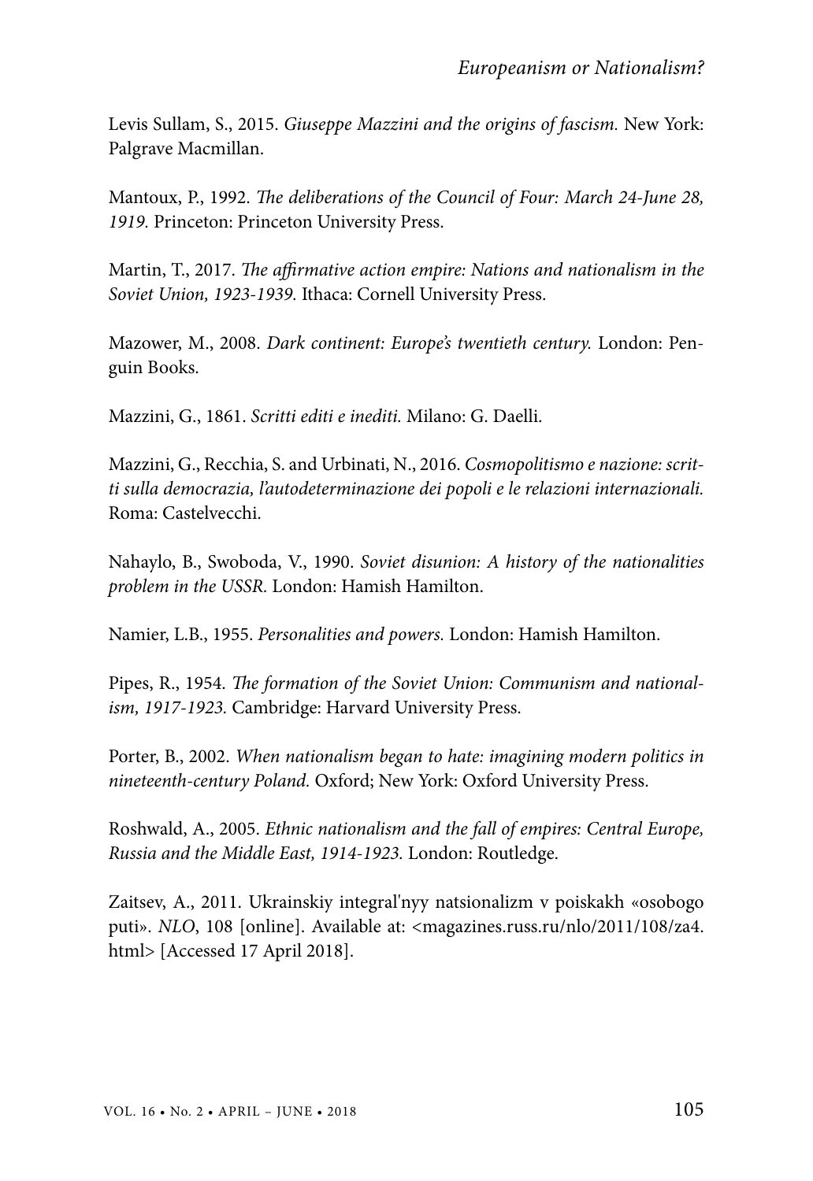Levis Sullam, S., 2015. *Giuseppe Mazzini and the origins of fascism.* New York: Palgrave Macmillan.

Mantoux, P., 1992. *The deliberations of the Council of Four: March 24-June 28, 1919.* Princeton: Princeton University Press.

Martin, T., 2017. *The affirmative action empire: Nations and nationalism in the Soviet Union, 1923-1939.* Ithaca: Cornell University Press.

Mazower, M., 2008. *Dark continent: Europe's twentieth century.* London: Penguin Books.

Mazzini, G., 1861. *Scritti editi e inediti.* Milano: G. Daelli.

Mazzini, G., Recchia, S. and Urbinati, N., 2016. *Cosmopolitismo e nazione: scritti sulla democrazia, l'autodeterminazione dei popoli e le relazioni internazionali.* Roma: Castelvecchi.

Nahaylo, B., Swoboda, V., 1990. *Soviet disunion: A history of the nationalities problem in the USSR.* London: Hamish Hamilton.

Namier, L.B., 1955. *Personalities and powers.* London: Hamish Hamilton.

Pipes, R., 1954. *The formation of the Soviet Union: Communism and nationalism, 1917-1923.* Cambridge: Harvard University Press.

Porter, B., 2002. *When nationalism began to hate: imagining modern politics in nineteenth-century Poland.* Oxford; New York: Oxford University Press.

Roshwald, A., 2005. *Ethnic nationalism and the fall of empires: Central Europe, Russia and the Middle East, 1914-1923.* London: Routledge.

Zaitsev, A., 2011. Ukrainskiy integral'nyy natsionalizm v poiskakh «osobogo puti». *NLO*, 108 [online]. Available at: <magazines.russ.ru/nlo/2011/108/za4.html> [Accessed 17 April 2018].